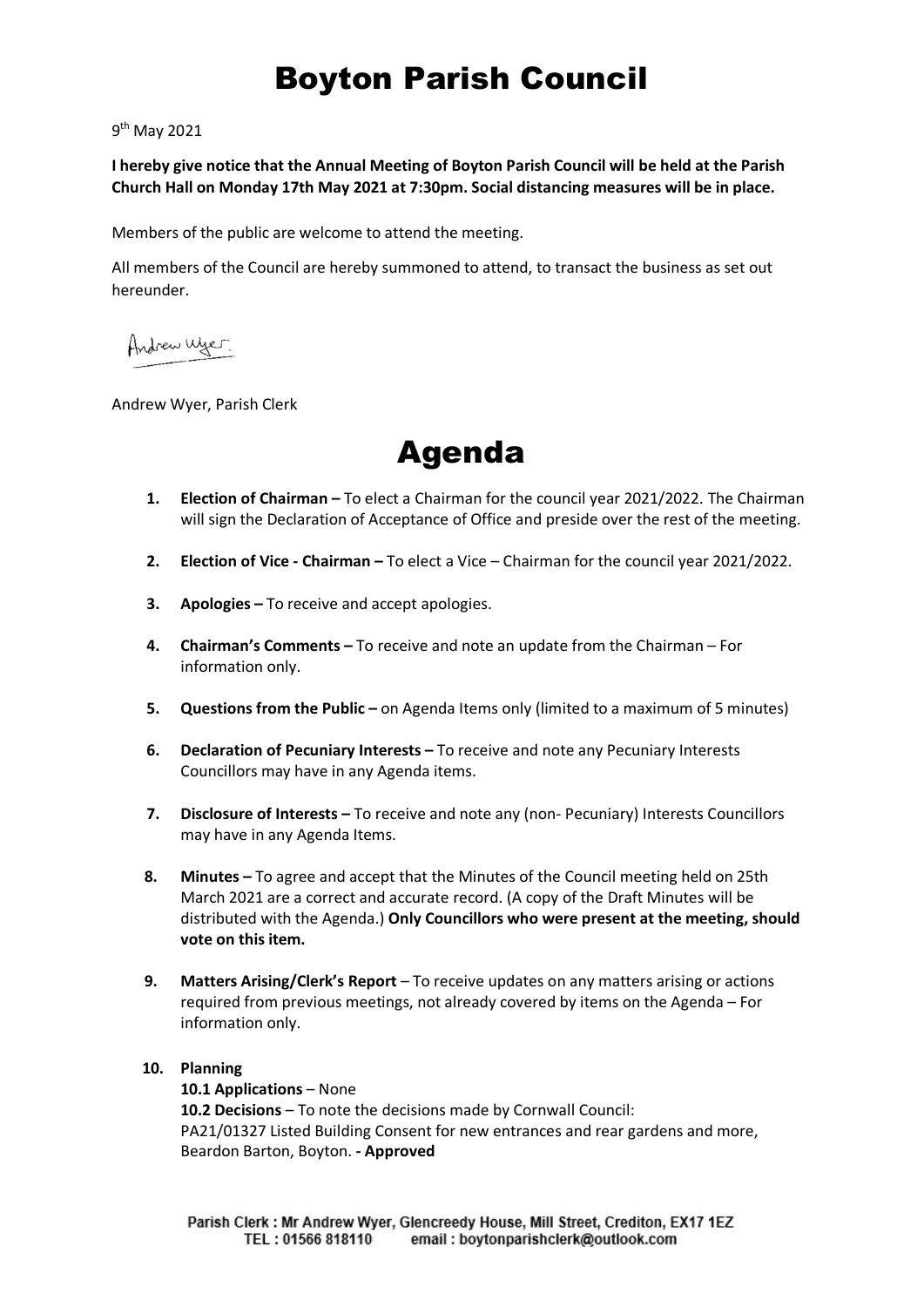# Boyton Parish Council

9th May 2021

**I hereby give notice that the Annual Meeting of Boyton Parish Council will be held at the Parish Church Hall on Monday 17th May 2021 at 7:30pm. Social distancing measures will be in place.**

Members of the public are welcome to attend the meeting.

All members of the Council are hereby summoned to attend, to transact the business as set out hereunder.

Andrew Wyer

Andrew Wyer, Parish Clerk

# Agenda

1. **Election of Chairman –** To elect a Chairman for the council year 2021/2022. The Chairman will sign the Declaration of Acceptance of Office and preside over the rest of the meeting.

2. **Election of Vice - Chairman –** To elect a Vice – Chairman for the council year 2021/2022.

3. **Apologies –** To receive and accept apologies.

4. **Chairman's Comments –** To receive and note an update from the Chairman – For information only.

5. **Questions from the Public –** on Agenda Items only (limited to a maximum of 5 minutes)

6. **Declaration of Pecuniary Interests –** To receive and note any Pecuniary Interests Councillors may have in any Agenda items.

7. **Disclosure of Interests –** To receive and note any (non- Pecuniary) Interests Councillors may have in any Agenda Items.

8. **Minutes –** To agree and accept that the Minutes of the Council meeting held on 25th March 2021 are a correct and accurate record. (A copy of the Draft Minutes will be distributed with the Agenda.) **Only Councillors who were present at the meeting, should vote on this item.**

9. **Matters Arising/Clerk's Report** – To receive updates on any matters arising or actions required from previous meetings, not already covered by items on the Agenda – For information only.

10. **Planning**

    **10.1 Applications** – None
    **10.2 Decisions** – To note the decisions made by Cornwall Council:
    PA21/01327 Listed Building Consent for new entrances and rear gardens and more, Beardon Barton, Boyton. **- Approved**

Parish Clerk : Mr Andrew Wyer, Glencreedy House, Mill Street, Crediton, EX17 1EZ
TEL : 01566 818110 email : boytonparishclerk@outlook.com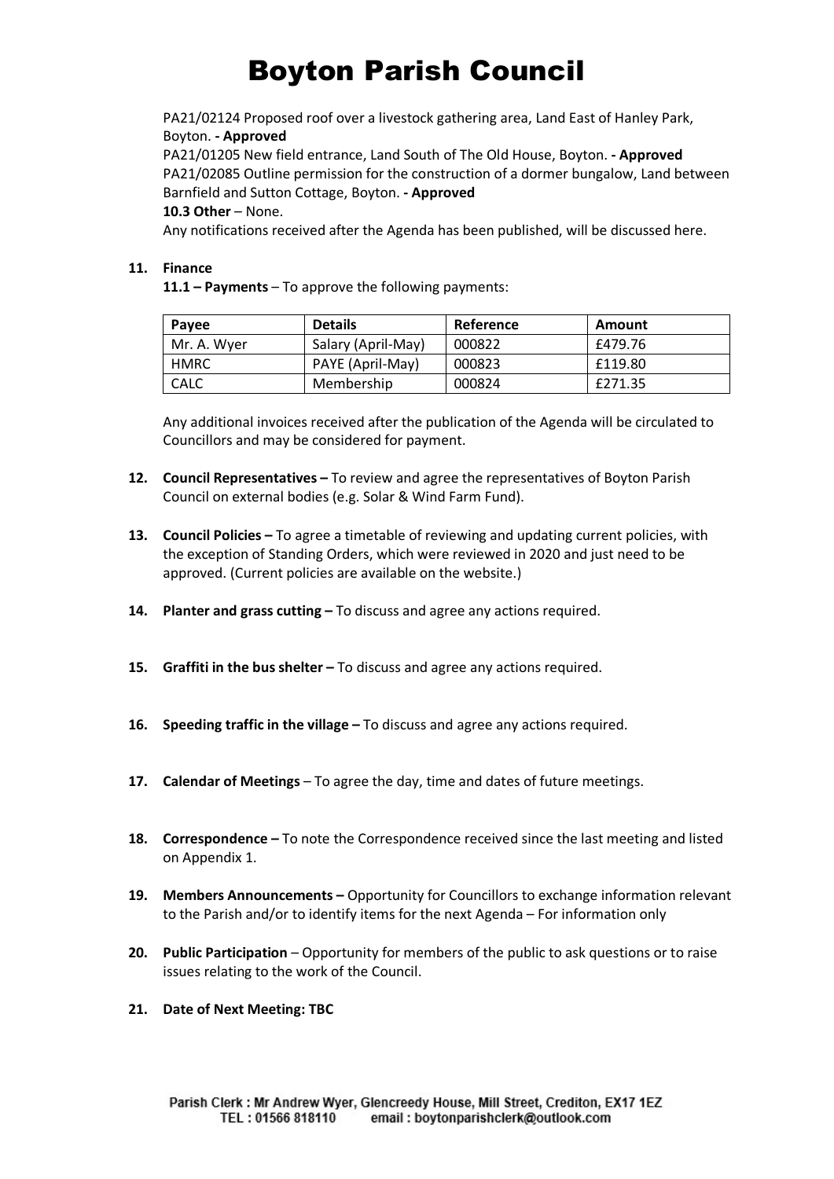PA21/02124 Proposed roof over a livestock gathering area, Land East of Hanley Park, Boyton. **- Approved**

PA21/01205 New field entrance, Land South of The Old House, Boyton. **- Approved**

PA21/02085 Outline permission for the construction of a dormer bungalow, Land between Barnfield and Sutton Cottage, Boyton. **- Approved**

**10.3 Other** – None.

Any notifications received after the Agenda has been published, will be discussed here.

**11. Finance**

**11.1 – Payments** – To approve the following payments:

| Payee | Details | Reference | Amount |
|---|---|---|---|
| Mr. A. Wyer | Salary (April-May) | 000822 | £479.76 |
| HMRC | PAYE (April-May) | 000823 | £119.80 |
| CALC | Membership | 000824 | £271.35 |

Any additional invoices received after the publication of the Agenda will be circulated to Councillors and may be considered for payment.

**12. Council Representatives –** To review and agree the representatives of Boyton Parish Council on external bodies (e.g. Solar & Wind Farm Fund).

**13. Council Policies –** To agree a timetable of reviewing and updating current policies, with the exception of Standing Orders, which were reviewed in 2020 and just need to be approved. (Current policies are available on the website.)

**14. Planter and grass cutting –** To discuss and agree any actions required.

**15. Graffiti in the bus shelter –** To discuss and agree any actions required.

**16. Speeding traffic in the village –** To discuss and agree any actions required.

**17. Calendar of Meetings** – To agree the day, time and dates of future meetings.

**18. Correspondence –** To note the Correspondence received since the last meeting and listed on Appendix 1.

**19. Members Announcements –** Opportunity for Councillors to exchange information relevant to the Parish and/or to identify items for the next Agenda – For information only

**20. Public Participation** – Opportunity for members of the public to ask questions or to raise issues relating to the work of the Council.

**21. Date of Next Meeting: TBC**